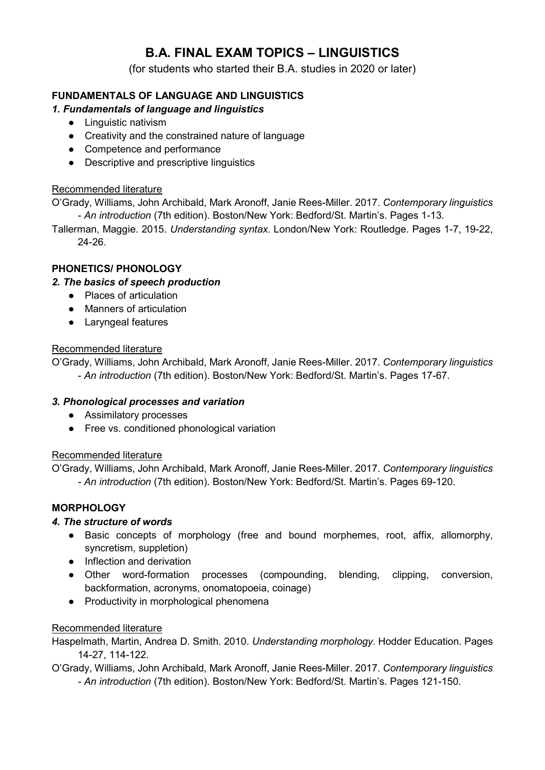# B.A. FINAL EXAM TOPICS – LINGUISTICS

(for students who started their B.A. studies in 2020 or later)

## FUNDAMENTALS OF LANGUAGE AND LINGUISTICS

### *1. Fundamentals of language and linguistics*

- Linguistic nativism
- Creativity and the constrained nature of language
- Competence and performance
- Descriptive and prescriptive linguistics

Recommended literature

O'Grady, Williams, John Archibald, Mark Aronoff, Janie Rees-Miller. 2017. *Contemporary linguistics - An introduction* (7th edition). Boston/New York: Bedford/St. Martin's. Pages 1-13.

Tallerman, Maggie. 2015. *Understanding syntax*. London/New York: Routledge. Pages 1-7, 19-22, 24-26.

## PHONETICS/ PHONOLOGY

### *2. The basics of speech production*

- Places of articulation
- Manners of articulation
- Laryngeal features

Recommended literature

O'Grady, Williams, John Archibald, Mark Aronoff, Janie Rees-Miller. 2017. *Contemporary linguistics - An introduction* (7th edition). Boston/New York: Bedford/St. Martin's. Pages 17-67.

### *3. Phonological processes and variation*

- Assimilatory processes
- Free vs. conditioned phonological variation

Recommended literature

O'Grady, Williams, John Archibald, Mark Aronoff, Janie Rees-Miller. 2017. *Contemporary linguistics - An introduction* (7th edition). Boston/New York: Bedford/St. Martin's. Pages 69-120.

## MORPHOLOGY

### *4. The structure of words*

- Basic concepts of morphology (free and bound morphemes, root, affix, allomorphy, syncretism, suppletion)
- Inflection and derivation
- Other word-formation processes (compounding, blending, clipping, conversion, backformation, acronyms, onomatopoeia, coinage)
- Productivity in morphological phenomena

Recommended literature

Haspelmath, Martin, Andrea D. Smith. 2010. *Understanding morphology*. Hodder Education. Pages 14-27, 114-122.

O'Grady, Williams, John Archibald, Mark Aronoff, Janie Rees-Miller. 2017. *Contemporary linguistics - An introduction* (7th edition). Boston/New York: Bedford/St. Martin's. Pages 121-150.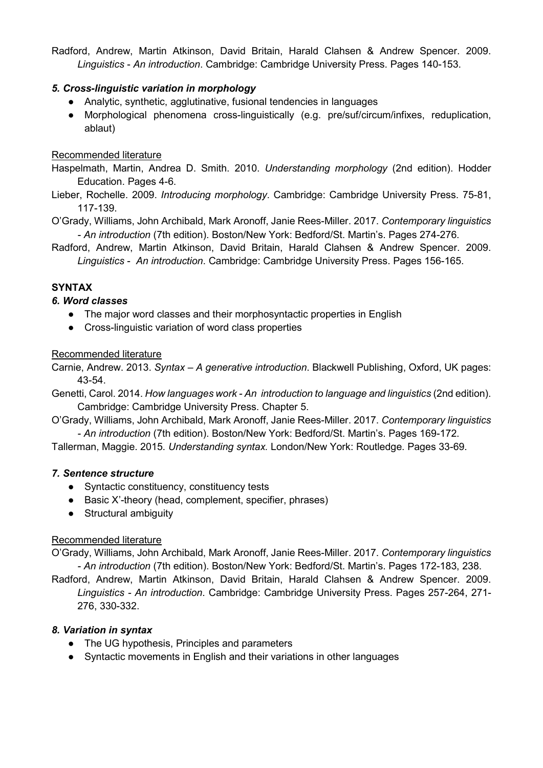Radford, Andrew, Martin Atkinson, David Britain, Harald Clahsen & Andrew Spencer. 2009. *Linguistics - An introduction*. Cambridge: Cambridge University Press. Pages 140-153.

### *5. Cross-linguistic variation in morphology*

- Analytic, synthetic, agglutinative, fusional tendencies in languages
- Morphological phenomena cross-linguistically (e.g. pre/suf/circum/infixes, reduplication, ablaut)

Recommended literature

Haspelmath, Martin, Andrea D. Smith. 2010. *Understanding morphology* (2nd edition). Hodder Education. Pages 4-6.

Lieber, Rochelle. 2009. *Introducing morphology*. Cambridge: Cambridge University Press. 75-81, 117-139.

O'Grady, Williams, John Archibald, Mark Aronoff, Janie Rees-Miller. 2017. *Contemporary linguistics - An introduction* (7th edition). Boston/New York: Bedford/St. Martin's. Pages 274-276.

Radford, Andrew, Martin Atkinson, David Britain, Harald Clahsen & Andrew Spencer. 2009. *Linguistics - An introduction*. Cambridge: Cambridge University Press. Pages 156-165.

## SYNTAX

### *6. Word classes*

- The major word classes and their morphosyntactic properties in English
- Cross-linguistic variation of word class properties

Recommended literature

Carnie, Andrew. 2013. *Syntax – A generative introduction*. Blackwell Publishing, Oxford, UK pages: 43-54.

Genetti, Carol. 2014. *How languages work - An introduction to language and linguistics* (2nd edition). Cambridge: Cambridge University Press. Chapter 5.

O'Grady, Williams, John Archibald, Mark Aronoff, Janie Rees-Miller. 2017. *Contemporary linguistics - An introduction* (7th edition). Boston/New York: Bedford/St. Martin's. Pages 169-172.

Tallerman, Maggie. 2015. *Understanding syntax.* London/New York: Routledge. Pages 33-69.

### *7. Sentence structure*

- Syntactic constituency, constituency tests
- Basic X'-theory (head, complement, specifier, phrases)
- Structural ambiguity

Recommended literature

O'Grady, Williams, John Archibald, Mark Aronoff, Janie Rees-Miller. 2017. *Contemporary linguistics - An introduction* (7th edition). Boston/New York: Bedford/St. Martin's. Pages 172-183, 238.

Radford, Andrew, Martin Atkinson, David Britain, Harald Clahsen & Andrew Spencer. 2009. *Linguistics - An introduction*. Cambridge: Cambridge University Press. Pages 257-264, 271-276, 330-332.

### *8. Variation in syntax*

- The UG hypothesis, Principles and parameters
- Syntactic movements in English and their variations in other languages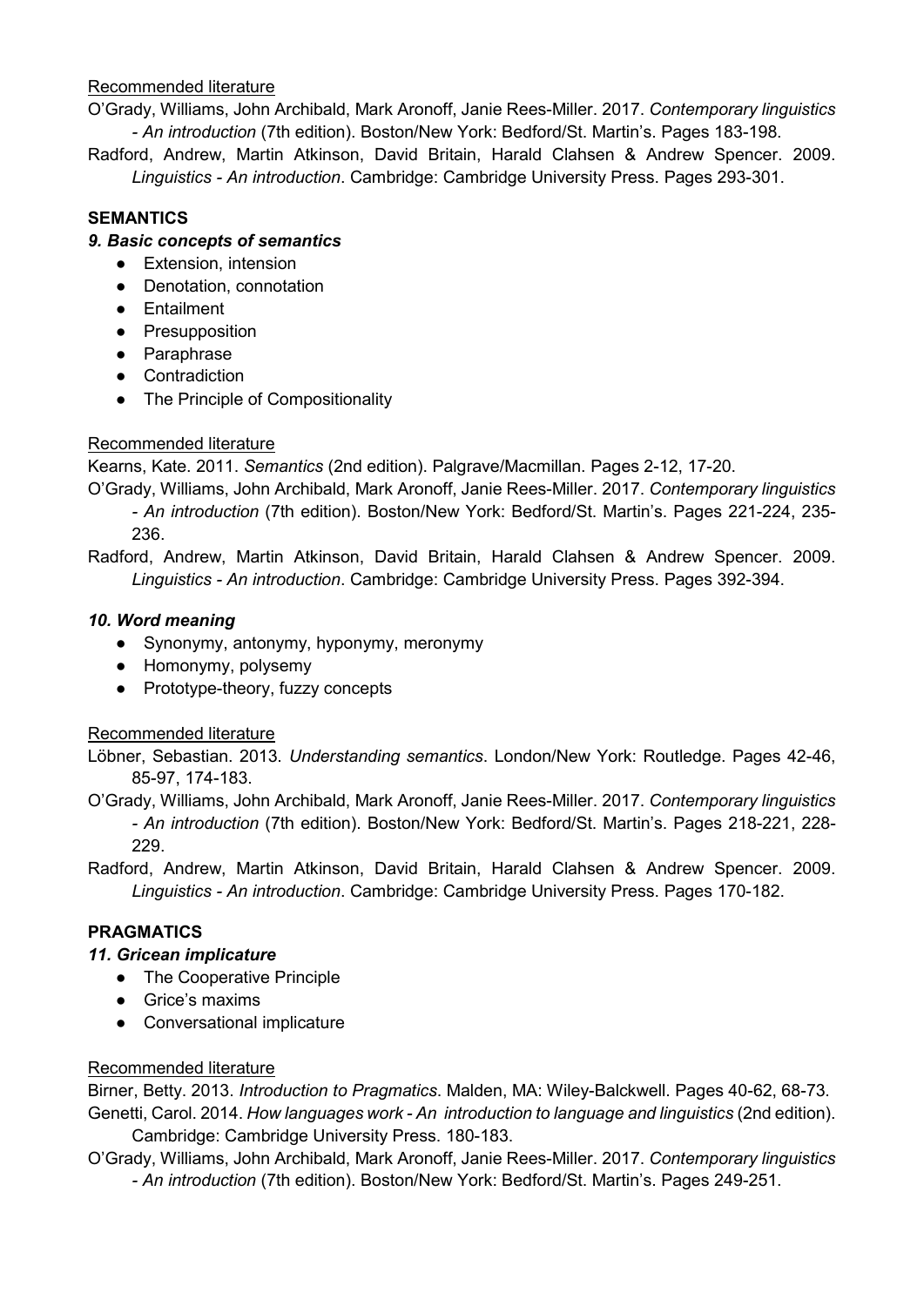Recommended literature

O'Grady, Williams, John Archibald, Mark Aronoff, Janie Rees-Miller. 2017. *Contemporary linguistics - An introduction* (7th edition). Boston/New York: Bedford/St. Martin's. Pages 183-198.

Radford, Andrew, Martin Atkinson, David Britain, Harald Clahsen & Andrew Spencer. 2009. *Linguistics - An introduction*. Cambridge: Cambridge University Press. Pages 293-301.

## SEMANTICS

### *9. Basic concepts of semantics*

- Extension, intension
- Denotation, connotation
- Entailment
- Presupposition
- Paraphrase
- Contradiction
- The Principle of Compositionality

Recommended literature

Kearns, Kate. 2011. *Semantics* (2nd edition). Palgrave/Macmillan. Pages 2-12, 17-20.

O'Grady, Williams, John Archibald, Mark Aronoff, Janie Rees-Miller. 2017. *Contemporary linguistics - An introduction* (7th edition). Boston/New York: Bedford/St. Martin's. Pages 221-224, 235-236.

Radford, Andrew, Martin Atkinson, David Britain, Harald Clahsen & Andrew Spencer. 2009. *Linguistics - An introduction*. Cambridge: Cambridge University Press. Pages 392-394.

### *10. Word meaning*

- Synonymy, antonymy, hyponymy, meronymy
- Homonymy, polysemy
- Prototype-theory, fuzzy concepts

Recommended literature

Löbner, Sebastian. 2013. *Understanding semantics*. London/New York: Routledge. Pages 42-46, 85-97, 174-183.

O'Grady, Williams, John Archibald, Mark Aronoff, Janie Rees-Miller. 2017. *Contemporary linguistics - An introduction* (7th edition). Boston/New York: Bedford/St. Martin's. Pages 218-221, 228-229.

Radford, Andrew, Martin Atkinson, David Britain, Harald Clahsen & Andrew Spencer. 2009. *Linguistics - An introduction*. Cambridge: Cambridge University Press. Pages 170-182.

## PRAGMATICS

### *11. Gricean implicature*

- The Cooperative Principle
- Grice's maxims
- Conversational implicature

Recommended literature

Birner, Betty. 2013. *Introduction to Pragmatics*. Malden, MA: Wiley-Balckwell. Pages 40-62, 68-73.

Genetti, Carol. 2014. *How languages work - An introduction to language and linguistics* (2nd edition). Cambridge: Cambridge University Press. 180-183.

O'Grady, Williams, John Archibald, Mark Aronoff, Janie Rees-Miller. 2017. *Contemporary linguistics - An introduction* (7th edition). Boston/New York: Bedford/St. Martin's. Pages 249-251.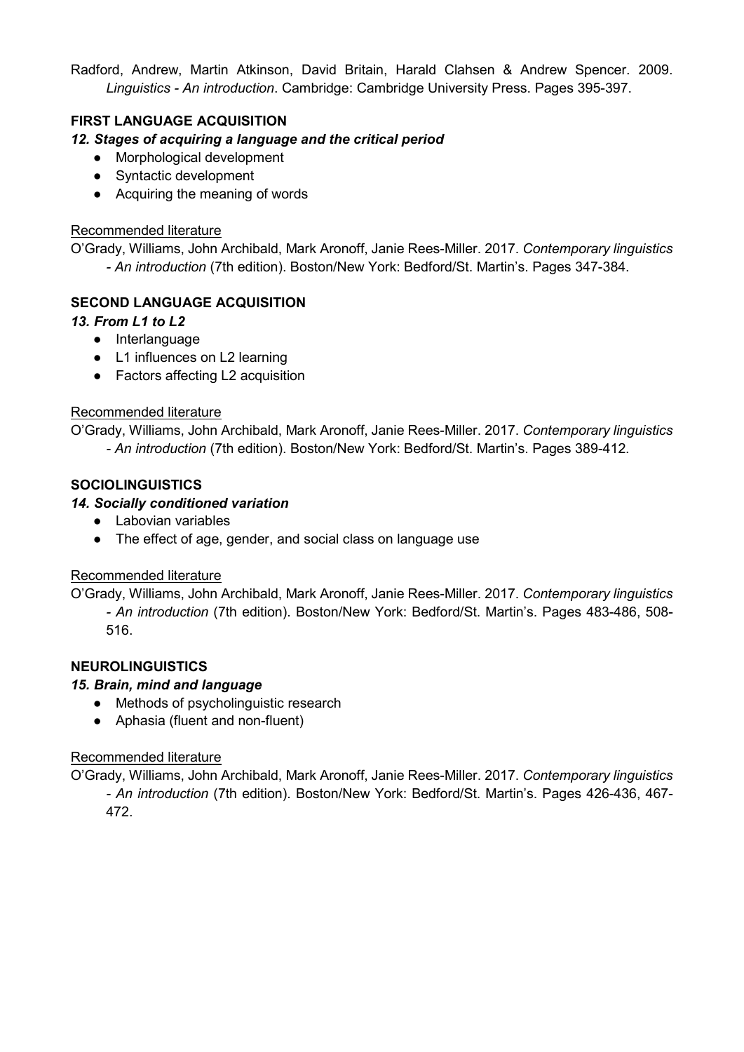Radford, Andrew, Martin Atkinson, David Britain, Harald Clahsen & Andrew Spencer. 2009. *Linguistics - An introduction*. Cambridge: Cambridge University Press. Pages 395-397.

**FIRST LANGUAGE ACQUISITION**

***12. Stages of acquiring a language and the critical period***

- Morphological development
- Syntactic development
- Acquiring the meaning of words

<u>Recommended literature</u>

O'Grady, Williams, John Archibald, Mark Aronoff, Janie Rees-Miller. 2017. *Contemporary linguistics - An introduction* (7th edition). Boston/New York: Bedford/St. Martin's. Pages 347-384.

**SECOND LANGUAGE ACQUISITION**

***13. From L1 to L2***

- Interlanguage
- L1 influences on L2 learning
- Factors affecting L2 acquisition

<u>Recommended literature</u>

O'Grady, Williams, John Archibald, Mark Aronoff, Janie Rees-Miller. 2017. *Contemporary linguistics - An introduction* (7th edition). Boston/New York: Bedford/St. Martin's. Pages 389-412.

**SOCIOLINGUISTICS**

***14. Socially conditioned variation***

- Labovian variables
- The effect of age, gender, and social class on language use

<u>Recommended literature</u>

O'Grady, Williams, John Archibald, Mark Aronoff, Janie Rees-Miller. 2017. *Contemporary linguistics - An introduction* (7th edition). Boston/New York: Bedford/St. Martin's. Pages 483-486, 508-516.

**NEUROLINGUISTICS**

***15. Brain, mind and language***

- Methods of psycholinguistic research
- Aphasia (fluent and non-fluent)

<u>Recommended literature</u>

O'Grady, Williams, John Archibald, Mark Aronoff, Janie Rees-Miller. 2017. *Contemporary linguistics - An introduction* (7th edition). Boston/New York: Bedford/St. Martin's. Pages 426-436, 467-472.